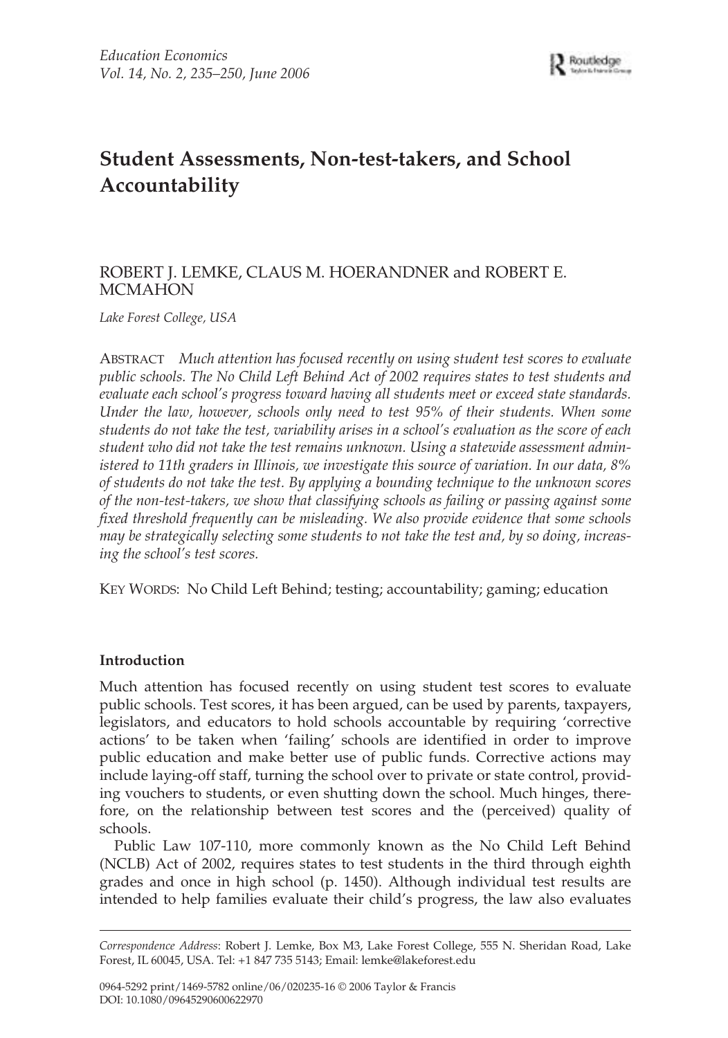# Student Assessments, Non-test-takers, and School Accountability

ROBERT J. LEMKE, CLAUS M. HOERANDNER and ROBERT E. MCMAHON

*Lake Forest College, USA*

ABSTRACT *Much attention has focused recently on using student test scores to evaluate public schools. The No Child Left Behind Act of 2002 requires states to test students and evaluate each school's progress toward having all students meet or exceed state standards. Under the law, however, schools only need to test 95% of their students. When some students do not take the test, variability arises in a school's evaluation as the score of each student who did not take the test remains unknown. Using a statewide assessment administered to 11th graders in Illinois, we investigate this source of variation. In our data, 8% of students do not take the test. By applying a bounding technique to the unknown scores of the non-test-takers, we show that classifying schools as failing or passing against some fixed threshold frequently can be misleading. We also provide evidence that some schools may be strategically selecting some students to not take the test and, by so doing, increasing the school's test scores.*

KEY WORDS: No Child Left Behind; testing; accountability; gaming; education

## Introduction

Much attention has focused recently on using student test scores to evaluate public schools. Test scores, it has been argued, can be used by parents, taxpayers, legislators, and educators to hold schools accountable by requiring 'corrective actions' to be taken when 'failing' schools are identified in order to improve public education and make better use of public funds. Corrective actions may include laying-off staff, turning the school over to private or state control, providing vouchers to students, or even shutting down the school. Much hinges, therefore, on the relationship between test scores and the (perceived) quality of schools.

Public Law 107-110, more commonly known as the No Child Left Behind (NCLB) Act of 2002, requires states to test students in the third through eighth grades and once in high school (p. 1450). Although individual test results are intended to help families evaluate their child's progress, the law also evaluates

*Correspondence Address*: Robert J. Lemke, Box M3, Lake Forest College, 555 N. Sheridan Road, Lake Forest, IL 60045, USA. Tel: +1 847 735 5143; Email: lemke@lakeforest.edu

0964-5292 print/1469-5782 online/06/020235-16 © 2006 Taylor & Francis
DOI: 10.1080/09645290600622970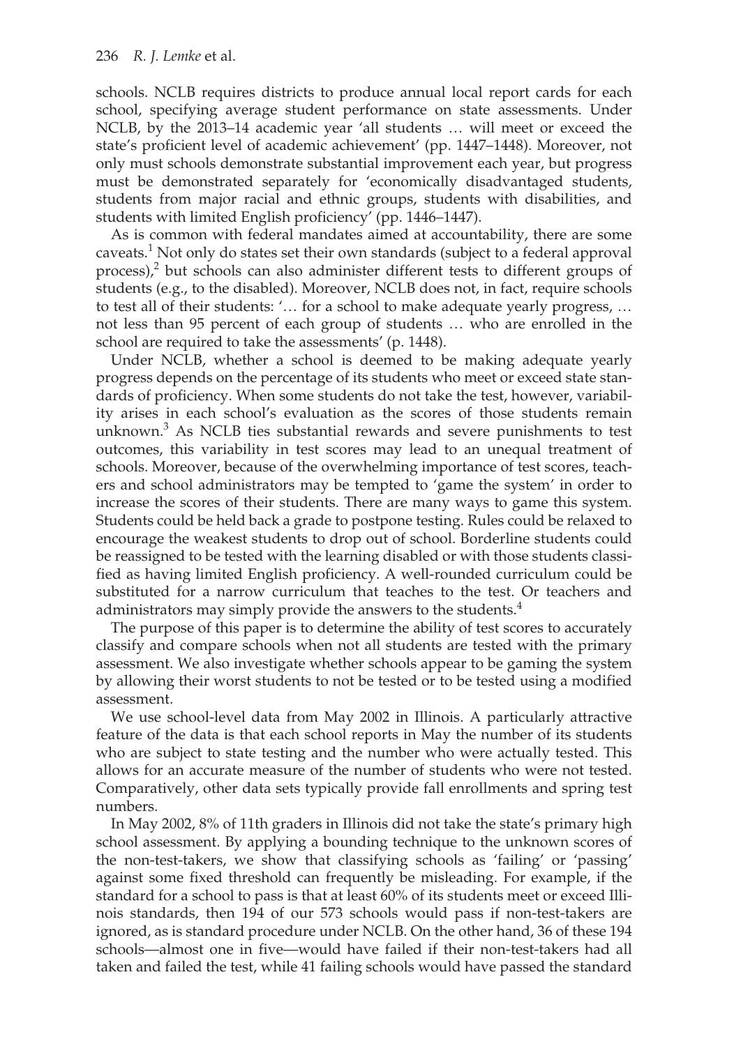schools. NCLB requires districts to produce annual local report cards for each school, specifying average student performance on state assessments. Under NCLB, by the 2013–14 academic year 'all students … will meet or exceed the state's proficient level of academic achievement' (pp. 1447–1448). Moreover, not only must schools demonstrate substantial improvement each year, but progress must be demonstrated separately for 'economically disadvantaged students, students from major racial and ethnic groups, students with disabilities, and students with limited English proficiency' (pp. 1446–1447).

As is common with federal mandates aimed at accountability, there are some caveats.[1] Not only do states set their own standards (subject to a federal approval process),[2] but schools can also administer different tests to different groups of students (e.g., to the disabled). Moreover, NCLB does not, in fact, require schools to test all of their students: '… for a school to make adequate yearly progress, … not less than 95 percent of each group of students … who are enrolled in the school are required to take the assessments' (p. 1448).

Under NCLB, whether a school is deemed to be making adequate yearly progress depends on the percentage of its students who meet or exceed state standards of proficiency. When some students do not take the test, however, variability arises in each school's evaluation as the scores of those students remain unknown.[3] As NCLB ties substantial rewards and severe punishments to test outcomes, this variability in test scores may lead to an unequal treatment of schools. Moreover, because of the overwhelming importance of test scores, teachers and school administrators may be tempted to 'game the system' in order to increase the scores of their students. There are many ways to game this system. Students could be held back a grade to postpone testing. Rules could be relaxed to encourage the weakest students to drop out of school. Borderline students could be reassigned to be tested with the learning disabled or with those students classified as having limited English proficiency. A well-rounded curriculum could be substituted for a narrow curriculum that teaches to the test. Or teachers and administrators may simply provide the answers to the students.[4]

The purpose of this paper is to determine the ability of test scores to accurately classify and compare schools when not all students are tested with the primary assessment. We also investigate whether schools appear to be gaming the system by allowing their worst students to not be tested or to be tested using a modified assessment.

We use school-level data from May 2002 in Illinois. A particularly attractive feature of the data is that each school reports in May the number of its students who are subject to state testing and the number who were actually tested. This allows for an accurate measure of the number of students who were not tested. Comparatively, other data sets typically provide fall enrollments and spring test numbers.

In May 2002, 8% of 11th graders in Illinois did not take the state's primary high school assessment. By applying a bounding technique to the unknown scores of the non-test-takers, we show that classifying schools as 'failing' or 'passing' against some fixed threshold can frequently be misleading. For example, if the standard for a school to pass is that at least 60% of its students meet or exceed Illinois standards, then 194 of our 573 schools would pass if non-test-takers are ignored, as is standard procedure under NCLB. On the other hand, 36 of these 194 schools—almost one in five—would have failed if their non-test-takers had all taken and failed the test, while 41 failing schools would have passed the standard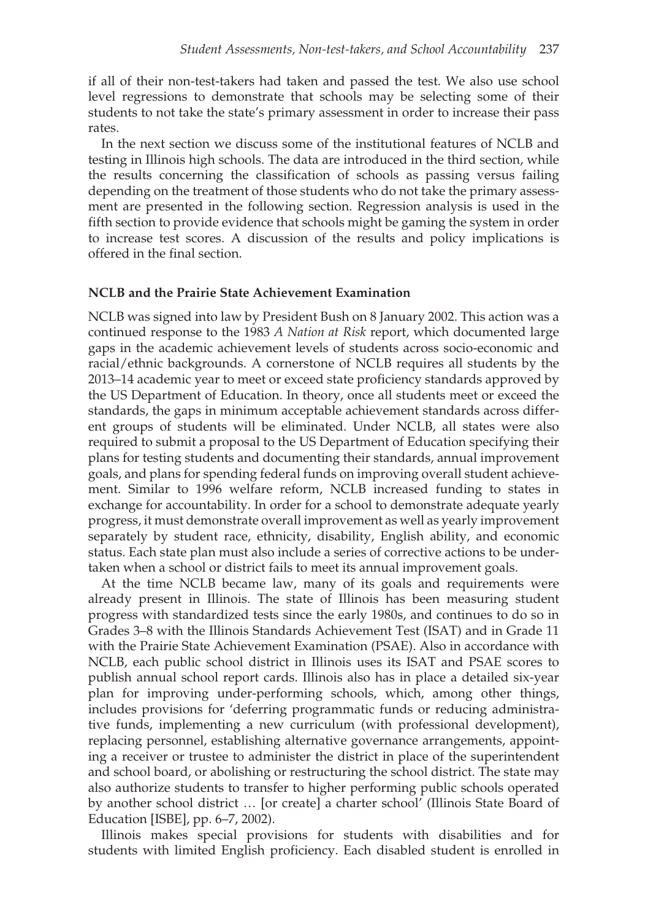if all of their non-test-takers had taken and passed the test. We also use school level regressions to demonstrate that schools may be selecting some of their students to not take the state's primary assessment in order to increase their pass rates.

In the next section we discuss some of the institutional features of NCLB and testing in Illinois high schools. The data are introduced in the third section, while the results concerning the classification of schools as passing versus failing depending on the treatment of those students who do not take the primary assessment are presented in the following section. Regression analysis is used in the fifth section to provide evidence that schools might be gaming the system in order to increase test scores. A discussion of the results and policy implications is offered in the final section.

## NCLB and the Prairie State Achievement Examination

NCLB was signed into law by President Bush on 8 January 2002. This action was a continued response to the 1983 *A Nation at Risk* report, which documented large gaps in the academic achievement levels of students across socio-economic and racial/ethnic backgrounds. A cornerstone of NCLB requires all students by the 2013–14 academic year to meet or exceed state proficiency standards approved by the US Department of Education. In theory, once all students meet or exceed the standards, the gaps in minimum acceptable achievement standards across different groups of students will be eliminated. Under NCLB, all states were also required to submit a proposal to the US Department of Education specifying their plans for testing students and documenting their standards, annual improvement goals, and plans for spending federal funds on improving overall student achievement. Similar to 1996 welfare reform, NCLB increased funding to states in exchange for accountability. In order for a school to demonstrate adequate yearly progress, it must demonstrate overall improvement as well as yearly improvement separately by student race, ethnicity, disability, English ability, and economic status. Each state plan must also include a series of corrective actions to be undertaken when a school or district fails to meet its annual improvement goals.

At the time NCLB became law, many of its goals and requirements were already present in Illinois. The state of Illinois has been measuring student progress with standardized tests since the early 1980s, and continues to do so in Grades 3–8 with the Illinois Standards Achievement Test (ISAT) and in Grade 11 with the Prairie State Achievement Examination (PSAE). Also in accordance with NCLB, each public school district in Illinois uses its ISAT and PSAE scores to publish annual school report cards. Illinois also has in place a detailed six-year plan for improving under-performing schools, which, among other things, includes provisions for 'deferring programmatic funds or reducing administrative funds, implementing a new curriculum (with professional development), replacing personnel, establishing alternative governance arrangements, appointing a receiver or trustee to administer the district in place of the superintendent and school board, or abolishing or restructuring the school district. The state may also authorize students to transfer to higher performing public schools operated by another school district … [or create] a charter school' (Illinois State Board of Education [ISBE], pp. 6–7, 2002).

Illinois makes special provisions for students with disabilities and for students with limited English proficiency. Each disabled student is enrolled in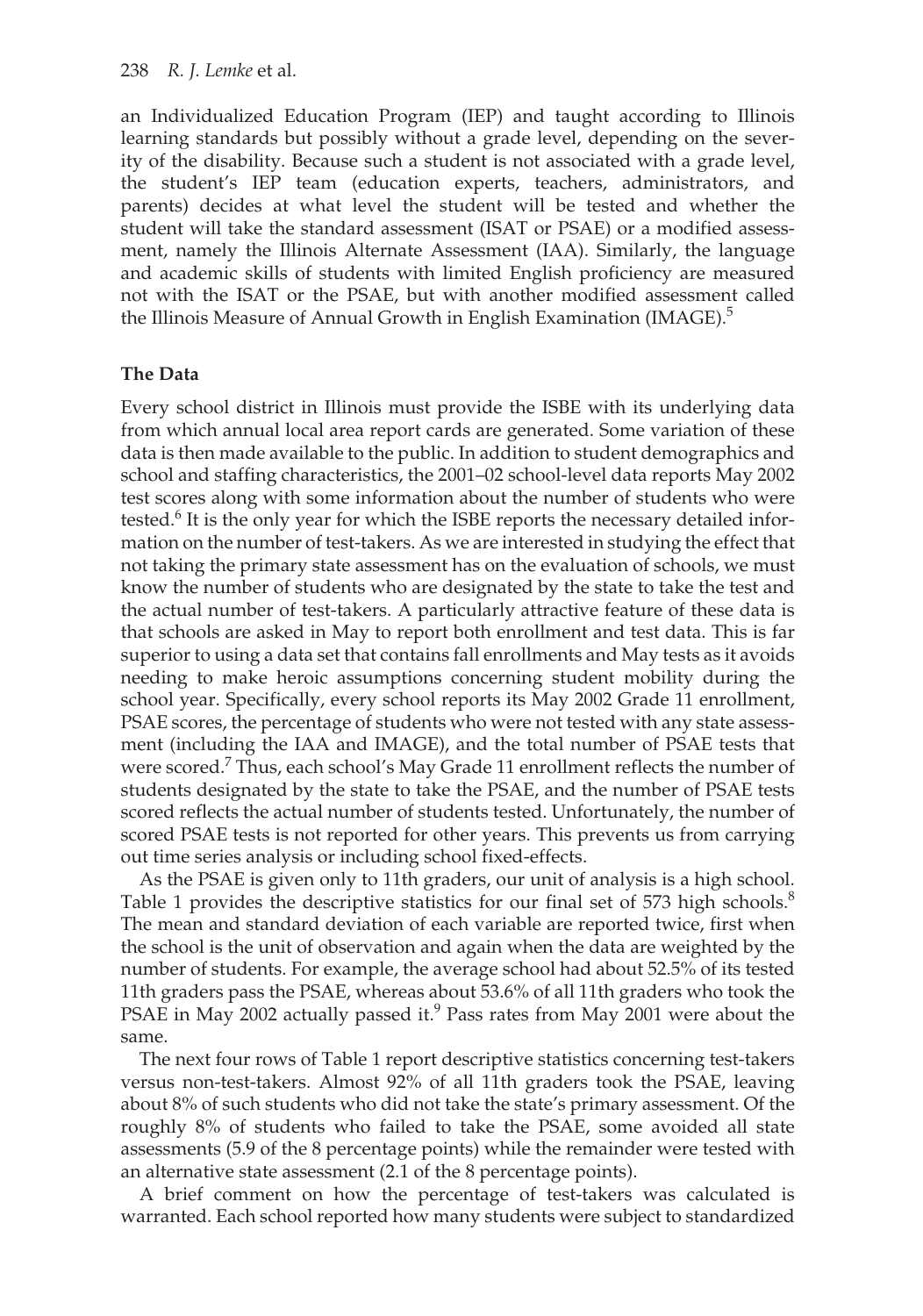an Individualized Education Program (IEP) and taught according to Illinois learning standards but possibly without a grade level, depending on the severity of the disability. Because such a student is not associated with a grade level, the student's IEP team (education experts, teachers, administrators, and parents) decides at what level the student will be tested and whether the student will take the standard assessment (ISAT or PSAE) or a modified assessment, namely the Illinois Alternate Assessment (IAA). Similarly, the language and academic skills of students with limited English proficiency are measured not with the ISAT or the PSAE, but with another modified assessment called the Illinois Measure of Annual Growth in English Examination (IMAGE).[5]

### The Data

Every school district in Illinois must provide the ISBE with its underlying data from which annual local area report cards are generated. Some variation of these data is then made available to the public. In addition to student demographics and school and staffing characteristics, the 2001–02 school-level data reports May 2002 test scores along with some information about the number of students who were tested.[6] It is the only year for which the ISBE reports the necessary detailed information on the number of test-takers. As we are interested in studying the effect that not taking the primary state assessment has on the evaluation of schools, we must know the number of students who are designated by the state to take the test and the actual number of test-takers. A particularly attractive feature of these data is that schools are asked in May to report both enrollment and test data. This is far superior to using a data set that contains fall enrollments and May tests as it avoids needing to make heroic assumptions concerning student mobility during the school year. Specifically, every school reports its May 2002 Grade 11 enrollment, PSAE scores, the percentage of students who were not tested with any state assessment (including the IAA and IMAGE), and the total number of PSAE tests that were scored.[7] Thus, each school's May Grade 11 enrollment reflects the number of students designated by the state to take the PSAE, and the number of PSAE tests scored reflects the actual number of students tested. Unfortunately, the number of scored PSAE tests is not reported for other years. This prevents us from carrying out time series analysis or including school fixed-effects.

As the PSAE is given only to 11th graders, our unit of analysis is a high school. Table 1 provides the descriptive statistics for our final set of 573 high schools.[8] The mean and standard deviation of each variable are reported twice, first when the school is the unit of observation and again when the data are weighted by the number of students. For example, the average school had about 52.5% of its tested 11th graders pass the PSAE, whereas about 53.6% of all 11th graders who took the PSAE in May 2002 actually passed it.[9] Pass rates from May 2001 were about the same.

The next four rows of Table 1 report descriptive statistics concerning test-takers versus non-test-takers. Almost 92% of all 11th graders took the PSAE, leaving about 8% of such students who did not take the state's primary assessment. Of the roughly 8% of students who failed to take the PSAE, some avoided all state assessments (5.9 of the 8 percentage points) while the remainder were tested with an alternative state assessment (2.1 of the 8 percentage points).

A brief comment on how the percentage of test-takers was calculated is warranted. Each school reported how many students were subject to standardized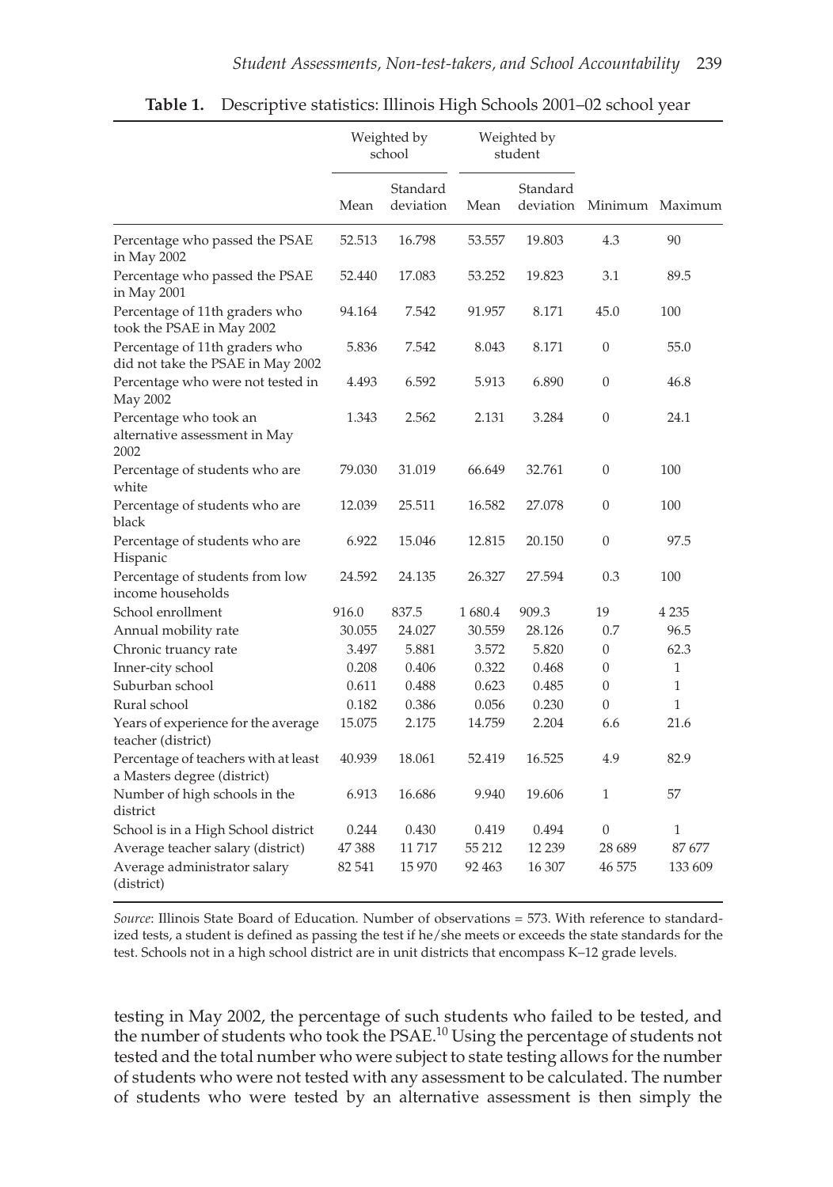**Table 1.** Descriptive statistics: Illinois High Schools 2001–02 school year

| | Weighted by school | | Weighted by student | | | |
|---|---|---|---|---|---|---|
| | Mean | Standard deviation | Mean | Standard deviation | Minimum | Maximum |
| Percentage who passed the PSAE in May 2002 | 52.513 | 16.798 | 53.557 | 19.803 | 4.3 | 90 |
| Percentage who passed the PSAE in May 2001 | 52.440 | 17.083 | 53.252 | 19.823 | 3.1 | 89.5 |
| Percentage of 11th graders who took the PSAE in May 2002 | 94.164 | 7.542 | 91.957 | 8.171 | 45.0 | 100 |
| Percentage of 11th graders who did not take the PSAE in May 2002 | 5.836 | 7.542 | 8.043 | 8.171 | 0 | 55.0 |
| Percentage who were not tested in May 2002 | 4.493 | 6.592 | 5.913 | 6.890 | 0 | 46.8 |
| Percentage who took an alternative assessment in May 2002 | 1.343 | 2.562 | 2.131 | 3.284 | 0 | 24.1 |
| Percentage of students who are white | 79.030 | 31.019 | 66.649 | 32.761 | 0 | 100 |
| Percentage of students who are black | 12.039 | 25.511 | 16.582 | 27.078 | 0 | 100 |
| Percentage of students who are Hispanic | 6.922 | 15.046 | 12.815 | 20.150 | 0 | 97.5 |
| Percentage of students from low income households | 24.592 | 24.135 | 26.327 | 27.594 | 0.3 | 100 |
| School enrollment | 916.0 | 837.5 | 1 680.4 | 909.3 | 19 | 4 235 |
| Annual mobility rate | 30.055 | 24.027 | 30.559 | 28.126 | 0.7 | 96.5 |
| Chronic truancy rate | 3.497 | 5.881 | 3.572 | 5.820 | 0 | 62.3 |
| Inner-city school | 0.208 | 0.406 | 0.322 | 0.468 | 0 | 1 |
| Suburban school | 0.611 | 0.488 | 0.623 | 0.485 | 0 | 1 |
| Rural school | 0.182 | 0.386 | 0.056 | 0.230 | 0 | 1 |
| Years of experience for the average teacher (district) | 15.075 | 2.175 | 14.759 | 2.204 | 6.6 | 21.6 |
| Percentage of teachers with at least a Masters degree (district) | 40.939 | 18.061 | 52.419 | 16.525 | 4.9 | 82.9 |
| Number of high schools in the district | 6.913 | 16.686 | 9.940 | 19.606 | 1 | 57 |
| School is in a High School district | 0.244 | 0.430 | 0.419 | 0.494 | 0 | 1 |
| Average teacher salary (district) | 47 388 | 11 717 | 55 212 | 12 239 | 28 689 | 87 677 |
| Average administrator salary (district) | 82 541 | 15 970 | 92 463 | 16 307 | 46 575 | 133 609 |

*Source*: Illinois State Board of Education. Number of observations = 573. With reference to standardized tests, a student is defined as passing the test if he/she meets or exceeds the state standards for the test. Schools not in a high school district are in unit districts that encompass K–12 grade levels.

testing in May 2002, the percentage of such students who failed to be tested, and the number of students who took the PSAE.[10] Using the percentage of students not tested and the total number who were subject to state testing allows for the number of students who were not tested with any assessment to be calculated. The number of students who were tested by an alternative assessment is then simply the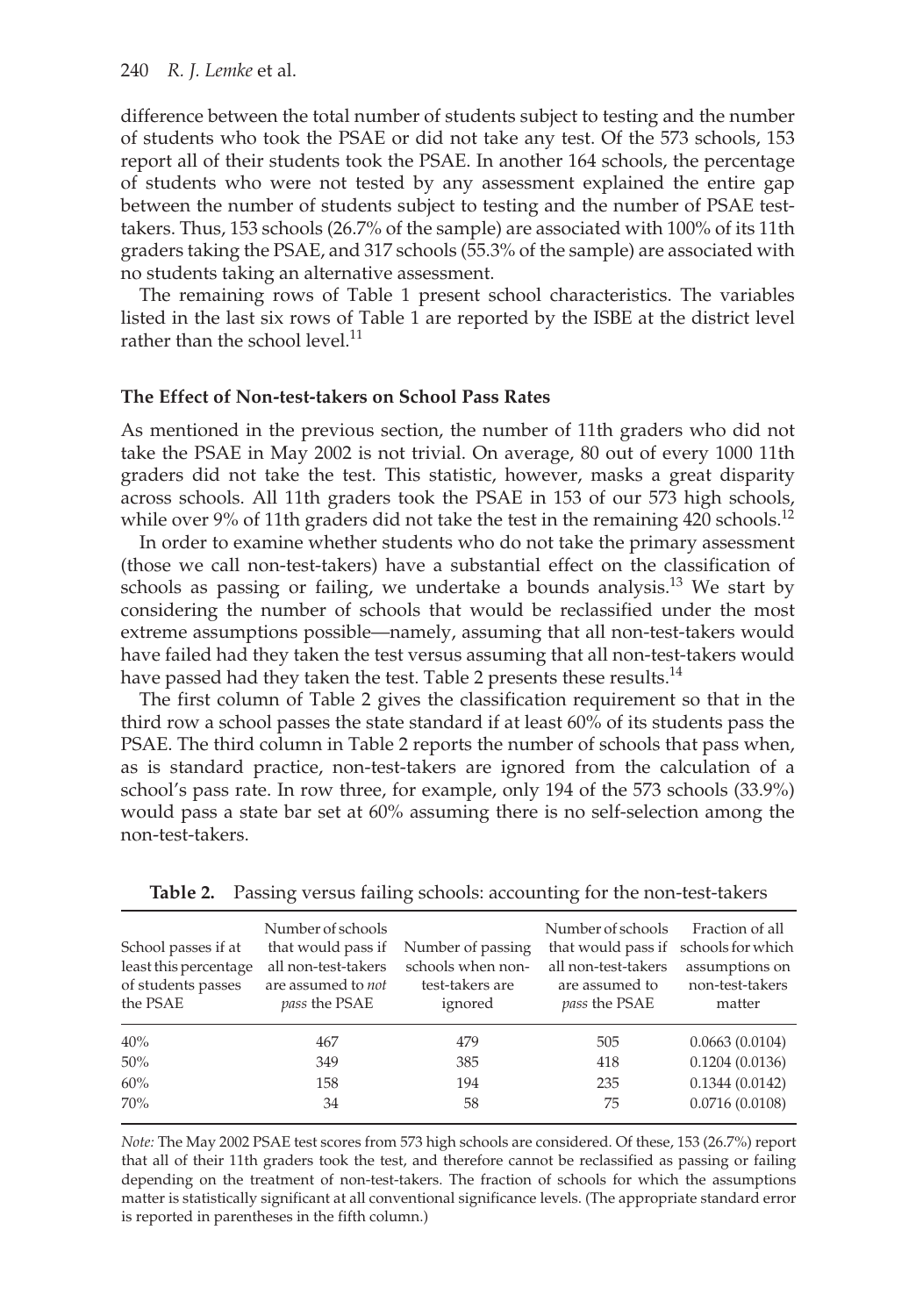difference between the total number of students subject to testing and the number of students who took the PSAE or did not take any test. Of the 573 schools, 153 report all of their students took the PSAE. In another 164 schools, the percentage of students who were not tested by any assessment explained the entire gap between the number of students subject to testing and the number of PSAE test-takers. Thus, 153 schools (26.7% of the sample) are associated with 100% of its 11th graders taking the PSAE, and 317 schools (55.3% of the sample) are associated with no students taking an alternative assessment.

The remaining rows of Table 1 present school characteristics. The variables listed in the last six rows of Table 1 are reported by the ISBE at the district level rather than the school level.[11]

### The Effect of Non-test-takers on School Pass Rates

As mentioned in the previous section, the number of 11th graders who did not take the PSAE in May 2002 is not trivial. On average, 80 out of every 1000 11th graders did not take the test. This statistic, however, masks a great disparity across schools. All 11th graders took the PSAE in 153 of our 573 high schools, while over 9% of 11th graders did not take the test in the remaining 420 schools.[12]

In order to examine whether students who do not take the primary assessment (those we call non-test-takers) have a substantial effect on the classification of schools as passing or failing, we undertake a bounds analysis.[13] We start by considering the number of schools that would be reclassified under the most extreme assumptions possible—namely, assuming that all non-test-takers would have failed had they taken the test versus assuming that all non-test-takers would have passed had they taken the test. Table 2 presents these results.[14]

The first column of Table 2 gives the classification requirement so that in the third row a school passes the state standard if at least 60% of its students pass the PSAE. The third column in Table 2 reports the number of schools that pass when, as is standard practice, non-test-takers are ignored from the calculation of a school's pass rate. In row three, for example, only 194 of the 573 schools (33.9%) would pass a state bar set at 60% assuming there is no self-selection among the non-test-takers.

**Table 2.** Passing versus failing schools: accounting for the non-test-takers

| School passes if at least this percentage of students passes the PSAE | Number of schools that would pass if all non-test-takers are assumed to *not pass* the PSAE | Number of passing schools when non-test-takers are ignored | Number of schools that would pass if all non-test-takers are assumed to *pass* the PSAE | Fraction of all schools for which assumptions on non-test-takers matter |
|---|---|---|---|---|
| 40% | 467 | 479 | 505 | 0.0663 (0.0104) |
| 50% | 349 | 385 | 418 | 0.1204 (0.0136) |
| 60% | 158 | 194 | 235 | 0.1344 (0.0142) |
| 70% | 34 | 58 | 75 | 0.0716 (0.0108) |

*Note:* The May 2002 PSAE test scores from 573 high schools are considered. Of these, 153 (26.7%) report that all of their 11th graders took the test, and therefore cannot be reclassified as passing or failing depending on the treatment of non-test-takers. The fraction of schools for which the assumptions matter is statistically significant at all conventional significance levels. (The appropriate standard error is reported in parentheses in the fifth column.)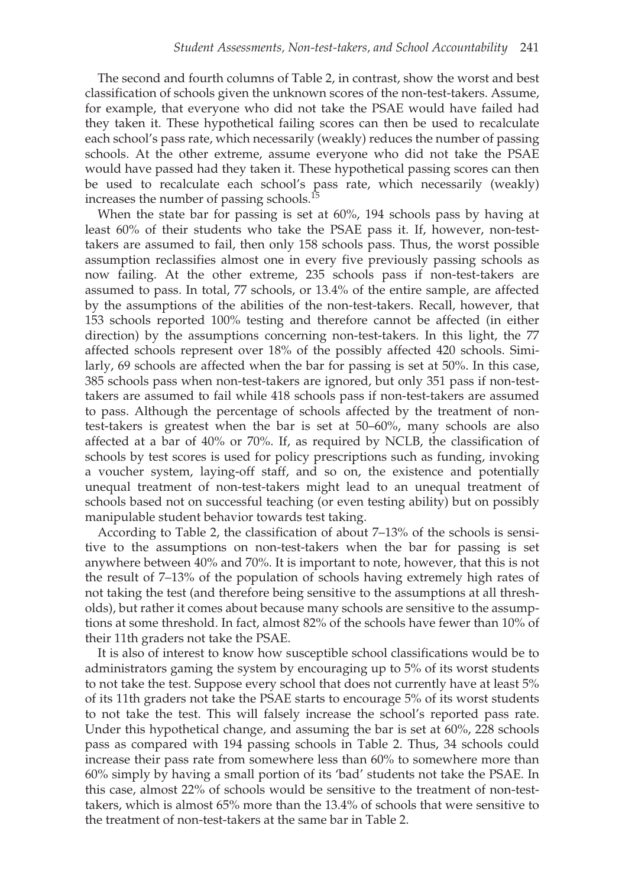The second and fourth columns of Table 2, in contrast, show the worst and best classification of schools given the unknown scores of the non-test-takers. Assume, for example, that everyone who did not take the PSAE would have failed had they taken it. These hypothetical failing scores can then be used to recalculate each school's pass rate, which necessarily (weakly) reduces the number of passing schools. At the other extreme, assume everyone who did not take the PSAE would have passed had they taken it. These hypothetical passing scores can then be used to recalculate each school's pass rate, which necessarily (weakly) increases the number of passing schools.[15]

When the state bar for passing is set at 60%, 194 schools pass by having at least 60% of their students who take the PSAE pass it. If, however, non-test-takers are assumed to fail, then only 158 schools pass. Thus, the worst possible assumption reclassifies almost one in every five previously passing schools as now failing. At the other extreme, 235 schools pass if non-test-takers are assumed to pass. In total, 77 schools, or 13.4% of the entire sample, are affected by the assumptions of the abilities of the non-test-takers. Recall, however, that 153 schools reported 100% testing and therefore cannot be affected (in either direction) by the assumptions concerning non-test-takers. In this light, the 77 affected schools represent over 18% of the possibly affected 420 schools. Similarly, 69 schools are affected when the bar for passing is set at 50%. In this case, 385 schools pass when non-test-takers are ignored, but only 351 pass if non-test-takers are assumed to fail while 418 schools pass if non-test-takers are assumed to pass. Although the percentage of schools affected by the treatment of non-test-takers is greatest when the bar is set at 50–60%, many schools are also affected at a bar of 40% or 70%. If, as required by NCLB, the classification of schools by test scores is used for policy prescriptions such as funding, invoking a voucher system, laying-off staff, and so on, the existence and potentially unequal treatment of non-test-takers might lead to an unequal treatment of schools based not on successful teaching (or even testing ability) but on possibly manipulable student behavior towards test taking.

According to Table 2, the classification of about 7–13% of the schools is sensitive to the assumptions on non-test-takers when the bar for passing is set anywhere between 40% and 70%. It is important to note, however, that this is not the result of 7–13% of the population of schools having extremely high rates of not taking the test (and therefore being sensitive to the assumptions at all thresholds), but rather it comes about because many schools are sensitive to the assumptions at some threshold. In fact, almost 82% of the schools have fewer than 10% of their 11th graders not take the PSAE.

It is also of interest to know how susceptible school classifications would be to administrators gaming the system by encouraging up to 5% of its worst students to not take the test. Suppose every school that does not currently have at least 5% of its 11th graders not take the PSAE starts to encourage 5% of its worst students to not take the test. This will falsely increase the school's reported pass rate. Under this hypothetical change, and assuming the bar is set at 60%, 228 schools pass as compared with 194 passing schools in Table 2. Thus, 34 schools could increase their pass rate from somewhere less than 60% to somewhere more than 60% simply by having a small portion of its 'bad' students not take the PSAE. In this case, almost 22% of schools would be sensitive to the treatment of non-test-takers, which is almost 65% more than the 13.4% of schools that were sensitive to the treatment of non-test-takers at the same bar in Table 2.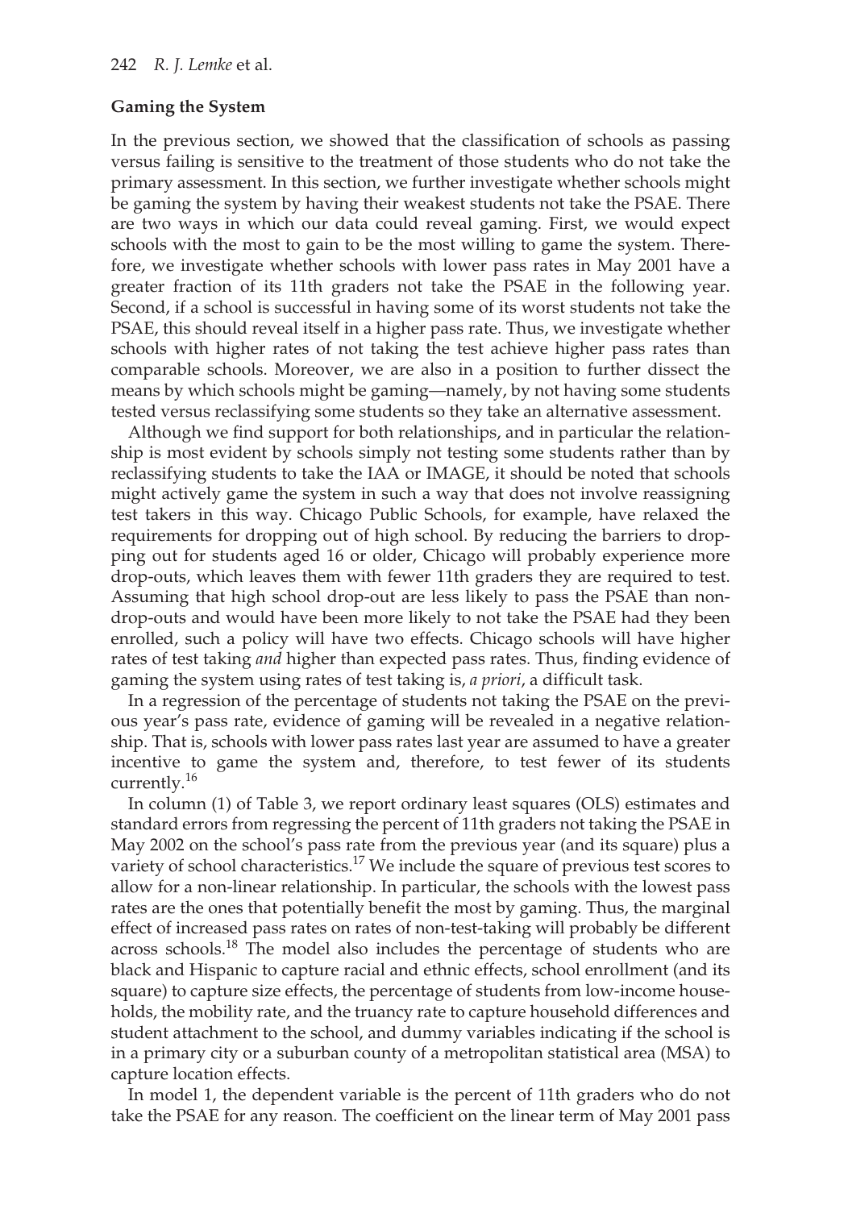### Gaming the System

In the previous section, we showed that the classification of schools as passing versus failing is sensitive to the treatment of those students who do not take the primary assessment. In this section, we further investigate whether schools might be gaming the system by having their weakest students not take the PSAE. There are two ways in which our data could reveal gaming. First, we would expect schools with the most to gain to be the most willing to game the system. Therefore, we investigate whether schools with lower pass rates in May 2001 have a greater fraction of its 11th graders not take the PSAE in the following year. Second, if a school is successful in having some of its worst students not take the PSAE, this should reveal itself in a higher pass rate. Thus, we investigate whether schools with higher rates of not taking the test achieve higher pass rates than comparable schools. Moreover, we are also in a position to further dissect the means by which schools might be gaming—namely, by not having some students tested versus reclassifying some students so they take an alternative assessment.

Although we find support for both relationships, and in particular the relationship is most evident by schools simply not testing some students rather than by reclassifying students to take the IAA or IMAGE, it should be noted that schools might actively game the system in such a way that does not involve reassigning test takers in this way. Chicago Public Schools, for example, have relaxed the requirements for dropping out of high school. By reducing the barriers to dropping out for students aged 16 or older, Chicago will probably experience more drop-outs, which leaves them with fewer 11th graders they are required to test. Assuming that high school drop-out are less likely to pass the PSAE than non-drop-outs and would have been more likely to not take the PSAE had they been enrolled, such a policy will have two effects. Chicago schools will have higher rates of test taking *and* higher than expected pass rates. Thus, finding evidence of gaming the system using rates of test taking is, *a priori*, a difficult task.

In a regression of the percentage of students not taking the PSAE on the previous year's pass rate, evidence of gaming will be revealed in a negative relationship. That is, schools with lower pass rates last year are assumed to have a greater incentive to game the system and, therefore, to test fewer of its students currently.[16]

In column (1) of Table 3, we report ordinary least squares (OLS) estimates and standard errors from regressing the percent of 11th graders not taking the PSAE in May 2002 on the school's pass rate from the previous year (and its square) plus a variety of school characteristics.[17] We include the square of previous test scores to allow for a non-linear relationship. In particular, the schools with the lowest pass rates are the ones that potentially benefit the most by gaming. Thus, the marginal effect of increased pass rates on rates of non-test-taking will probably be different across schools.[18] The model also includes the percentage of students who are black and Hispanic to capture racial and ethnic effects, school enrollment (and its square) to capture size effects, the percentage of students from low-income households, the mobility rate, and the truancy rate to capture household differences and student attachment to the school, and dummy variables indicating if the school is in a primary city or a suburban county of a metropolitan statistical area (MSA) to capture location effects.

In model 1, the dependent variable is the percent of 11th graders who do not take the PSAE for any reason. The coefficient on the linear term of May 2001 pass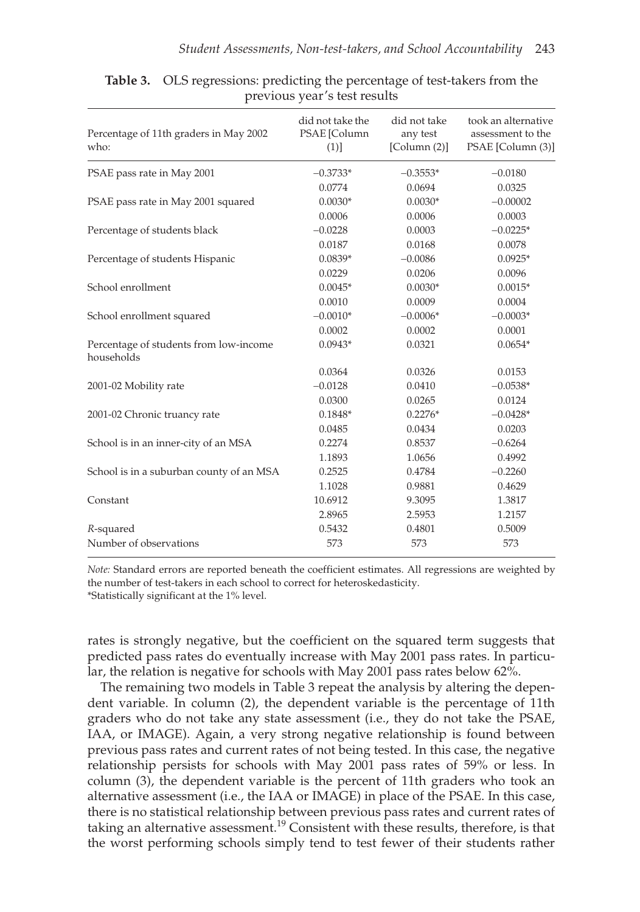**Table 3.** OLS regressions: predicting the percentage of test-takers from the previous year's test results

| Percentage of 11th graders in May 2002 who: | did not take the PSAE [Column (1)] | did not take any test [Column (2)] | took an alternative assessment to the PSAE [Column (3)] |
|---|---|---|---|
| PSAE pass rate in May 2001 | −0.3733* | −0.3553* | −0.0180 |
| | 0.0774 | 0.0694 | 0.0325 |
| PSAE pass rate in May 2001 squared | 0.0030* | 0.0030* | −0.00002 |
| | 0.0006 | 0.0006 | 0.0003 |
| Percentage of students black | −0.0228 | 0.0003 | −0.0225* |
| | 0.0187 | 0.0168 | 0.0078 |
| Percentage of students Hispanic | 0.0839* | −0.0086 | 0.0925* |
| | 0.0229 | 0.0206 | 0.0096 |
| School enrollment | 0.0045* | 0.0030* | 0.0015* |
| | 0.0010 | 0.0009 | 0.0004 |
| School enrollment squared | −0.0010* | −0.0006* | −0.0003* |
| | 0.0002 | 0.0002 | 0.0001 |
| Percentage of students from low-income households | 0.0943* | 0.0321 | 0.0654* |
| | 0.0364 | 0.0326 | 0.0153 |
| 2001-02 Mobility rate | −0.0128 | 0.0410 | −0.0538* |
| | 0.0300 | 0.0265 | 0.0124 |
| 2001-02 Chronic truancy rate | 0.1848* | 0.2276* | −0.0428* |
| | 0.0485 | 0.0434 | 0.0203 |
| School is in an inner-city of an MSA | 0.2274 | 0.8537 | −0.6264 |
| | 1.1893 | 1.0656 | 0.4992 |
| School is in a suburban county of an MSA | 0.2525 | 0.4784 | −0.2260 |
| | 1.1028 | 0.9881 | 0.4629 |
| Constant | 10.6912 | 9.3095 | 1.3817 |
| | 2.8965 | 2.5953 | 1.2157 |
| $R$-squared | 0.5432 | 0.4801 | 0.5009 |
| Number of observations | 573 | 573 | 573 |

*Note:* Standard errors are reported beneath the coefficient estimates. All regressions are weighted by the number of test-takers in each school to correct for heteroskedasticity.
*Statistically significant at the 1% level.

rates is strongly negative, but the coefficient on the squared term suggests that predicted pass rates do eventually increase with May 2001 pass rates. In particular, the relation is negative for schools with May 2001 pass rates below 62%.

The remaining two models in Table 3 repeat the analysis by altering the dependent variable. In column (2), the dependent variable is the percentage of 11th graders who do not take any state assessment (i.e., they do not take the PSAE, IAA, or IMAGE). Again, a very strong negative relationship is found between previous pass rates and current rates of not being tested. In this case, the negative relationship persists for schools with May 2001 pass rates of 59% or less. In column (3), the dependent variable is the percent of 11th graders who took an alternative assessment (i.e., the IAA or IMAGE) in place of the PSAE. In this case, there is no statistical relationship between previous pass rates and current rates of taking an alternative assessment.[19] Consistent with these results, therefore, is that the worst performing schools simply tend to test fewer of their students rather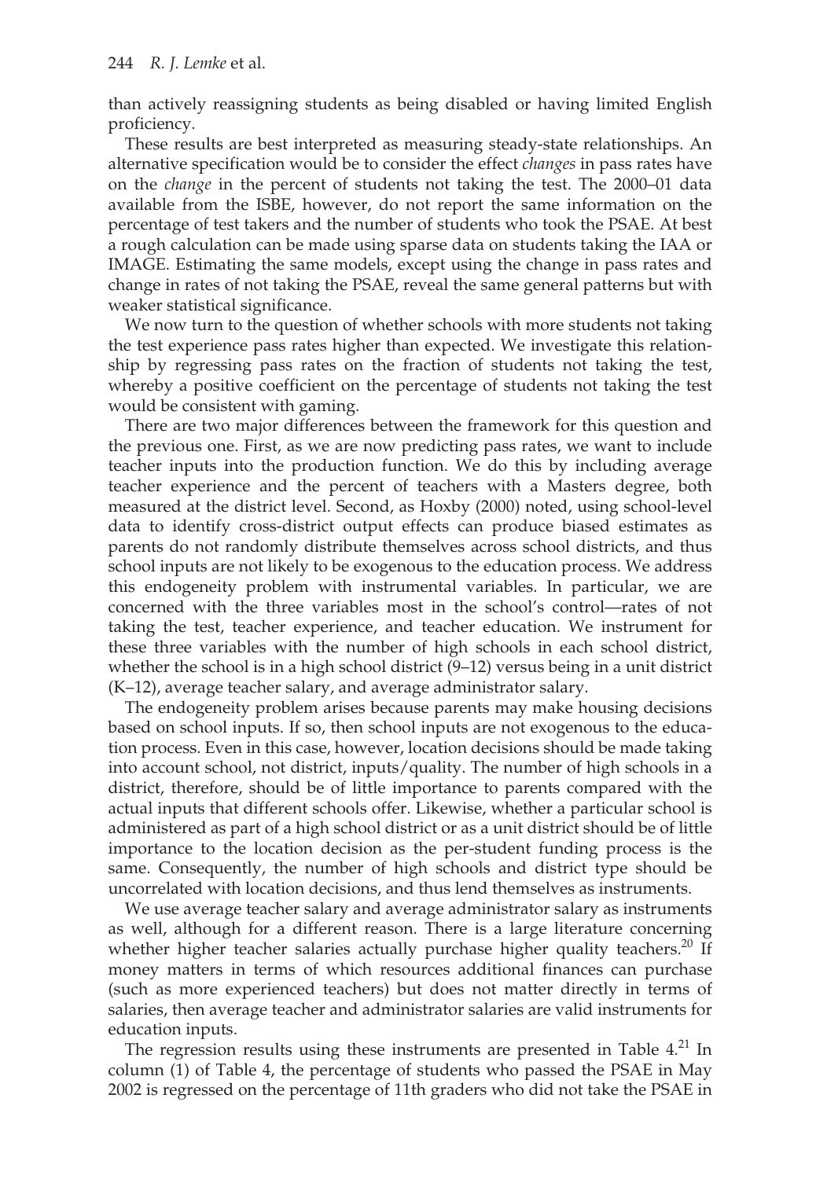than actively reassigning students as being disabled or having limited English proficiency.

These results are best interpreted as measuring steady-state relationships. An alternative specification would be to consider the effect *changes* in pass rates have on the *change* in the percent of students not taking the test. The 2000–01 data available from the ISBE, however, do not report the same information on the percentage of test takers and the number of students who took the PSAE. At best a rough calculation can be made using sparse data on students taking the IAA or IMAGE. Estimating the same models, except using the change in pass rates and change in rates of not taking the PSAE, reveal the same general patterns but with weaker statistical significance.

We now turn to the question of whether schools with more students not taking the test experience pass rates higher than expected. We investigate this relationship by regressing pass rates on the fraction of students not taking the test, whereby a positive coefficient on the percentage of students not taking the test would be consistent with gaming.

There are two major differences between the framework for this question and the previous one. First, as we are now predicting pass rates, we want to include teacher inputs into the production function. We do this by including average teacher experience and the percent of teachers with a Masters degree, both measured at the district level. Second, as Hoxby (2000) noted, using school-level data to identify cross-district output effects can produce biased estimates as parents do not randomly distribute themselves across school districts, and thus school inputs are not likely to be exogenous to the education process. We address this endogeneity problem with instrumental variables. In particular, we are concerned with the three variables most in the school's control—rates of not taking the test, teacher experience, and teacher education. We instrument for these three variables with the number of high schools in each school district, whether the school is in a high school district (9–12) versus being in a unit district (K–12), average teacher salary, and average administrator salary.

The endogeneity problem arises because parents may make housing decisions based on school inputs. If so, then school inputs are not exogenous to the education process. Even in this case, however, location decisions should be made taking into account school, not district, inputs/quality. The number of high schools in a district, therefore, should be of little importance to parents compared with the actual inputs that different schools offer. Likewise, whether a particular school is administered as part of a high school district or as a unit district should be of little importance to the location decision as the per-student funding process is the same. Consequently, the number of high schools and district type should be uncorrelated with location decisions, and thus lend themselves as instruments.

We use average teacher salary and average administrator salary as instruments as well, although for a different reason. There is a large literature concerning whether higher teacher salaries actually purchase higher quality teachers.[20] If money matters in terms of which resources additional finances can purchase (such as more experienced teachers) but does not matter directly in terms of salaries, then average teacher and administrator salaries are valid instruments for education inputs.

The regression results using these instruments are presented in Table 4.[21] In column (1) of Table 4, the percentage of students who passed the PSAE in May 2002 is regressed on the percentage of 11th graders who did not take the PSAE in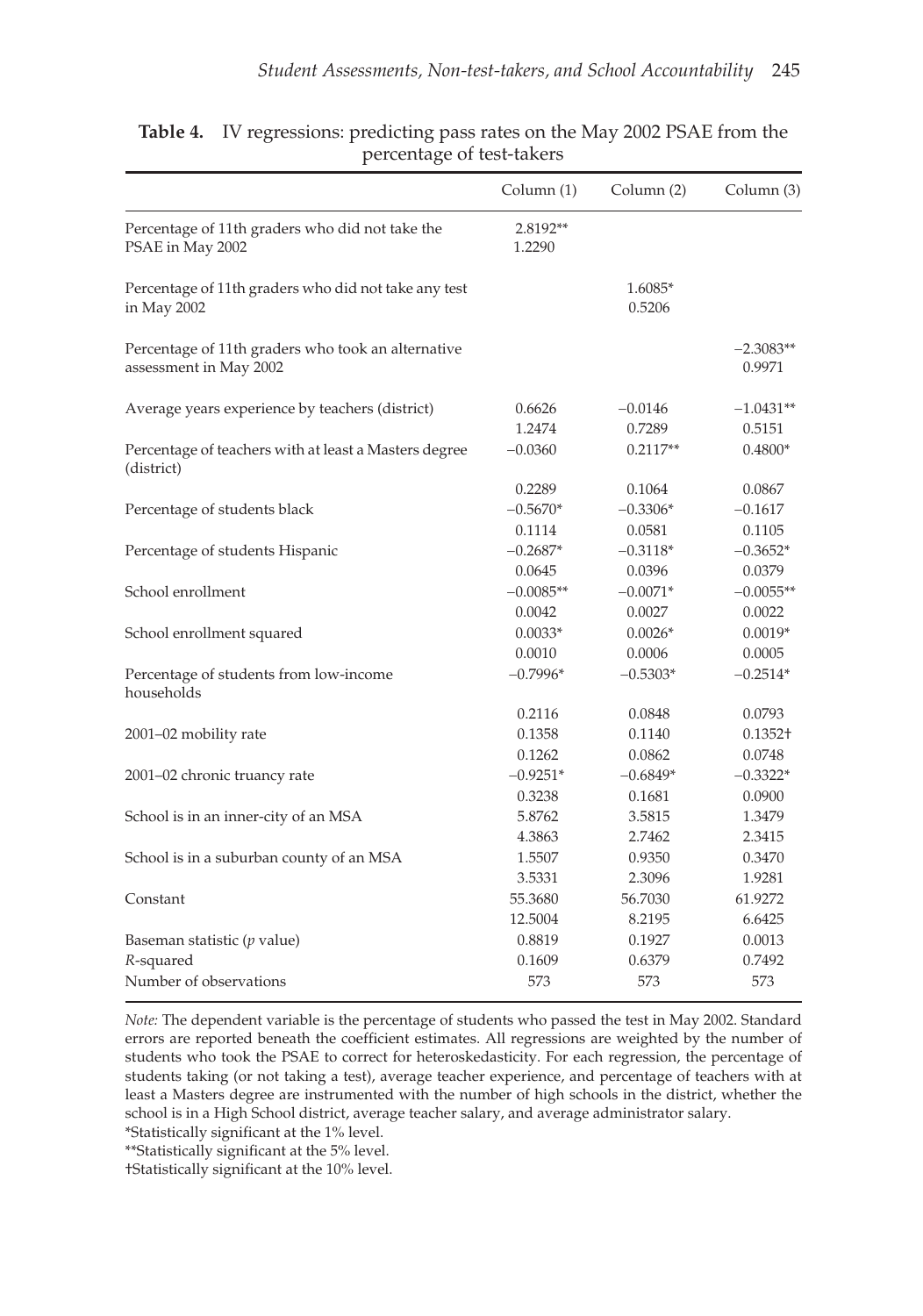**Table 4.** IV regressions: predicting pass rates on the May 2002 PSAE from the percentage of test-takers

| | Column (1) | Column (2) | Column (3) |
|---|---|---|---|
| Percentage of 11th graders who did not take the PSAE in May 2002 | 2.8192** | | |
| | 1.2290 | | |
| Percentage of 11th graders who did not take any test in May 2002 | | 1.6085* | |
| | | 0.5206 | |
| Percentage of 11th graders who took an alternative assessment in May 2002 | | | −2.3083** |
| | | | 0.9971 |
| Average years experience by teachers (district) | 0.6626 | −0.0146 | −1.0431** |
| | 1.2474 | 0.7289 | 0.5151 |
| Percentage of teachers with at least a Masters degree (district) | −0.0360 | 0.2117** | 0.4800* |
| | 0.2289 | 0.1064 | 0.0867 |
| Percentage of students black | −0.5670* | −0.3306* | −0.1617 |
| | 0.1114 | 0.0581 | 0.1105 |
| Percentage of students Hispanic | −0.2687* | −0.3118* | −0.3652* |
| | 0.0645 | 0.0396 | 0.0379 |
| School enrollment | −0.0085** | −0.0071* | −0.0055** |
| | 0.0042 | 0.0027 | 0.0022 |
| School enrollment squared | 0.0033* | 0.0026* | 0.0019* |
| | 0.0010 | 0.0006 | 0.0005 |
| Percentage of students from low-income households | −0.7996* | −0.5303* | −0.2514* |
| | 0.2116 | 0.0848 | 0.0793 |
| 2001–02 mobility rate | 0.1358 | 0.1140 | 0.1352† |
| | 0.1262 | 0.0862 | 0.0748 |
| 2001–02 chronic truancy rate | −0.9251* | −0.6849* | −0.3322* |
| | 0.3238 | 0.1681 | 0.0900 |
| School is in an inner-city of an MSA | 5.8762 | 3.5815 | 1.3479 |
| | 4.3863 | 2.7462 | 2.3415 |
| School is in a suburban county of an MSA | 1.5507 | 0.9350 | 0.3470 |
| | 3.5331 | 2.3096 | 1.9281 |
| Constant | 55.3680 | 56.7030 | 61.9272 |
| | 12.5004 | 8.2195 | 6.6425 |
| Baseman statistic ($p$ value) | 0.8819 | 0.1927 | 0.0013 |
| $R$-squared | 0.1609 | 0.6379 | 0.7492 |
| Number of observations | 573 | 573 | 573 |

*Note:* The dependent variable is the percentage of students who passed the test in May 2002. Standard errors are reported beneath the coefficient estimates. All regressions are weighted by the number of students who took the PSAE to correct for heteroskedasticity. For each regression, the percentage of students taking (or not taking a test), average teacher experience, and percentage of teachers with at least a Masters degree are instrumented with the number of high schools in the district, whether the school is in a High School district, average teacher salary, and average administrator salary.

*Statistically significant at the 1% level.

**Statistically significant at the 5% level.

†Statistically significant at the 10% level.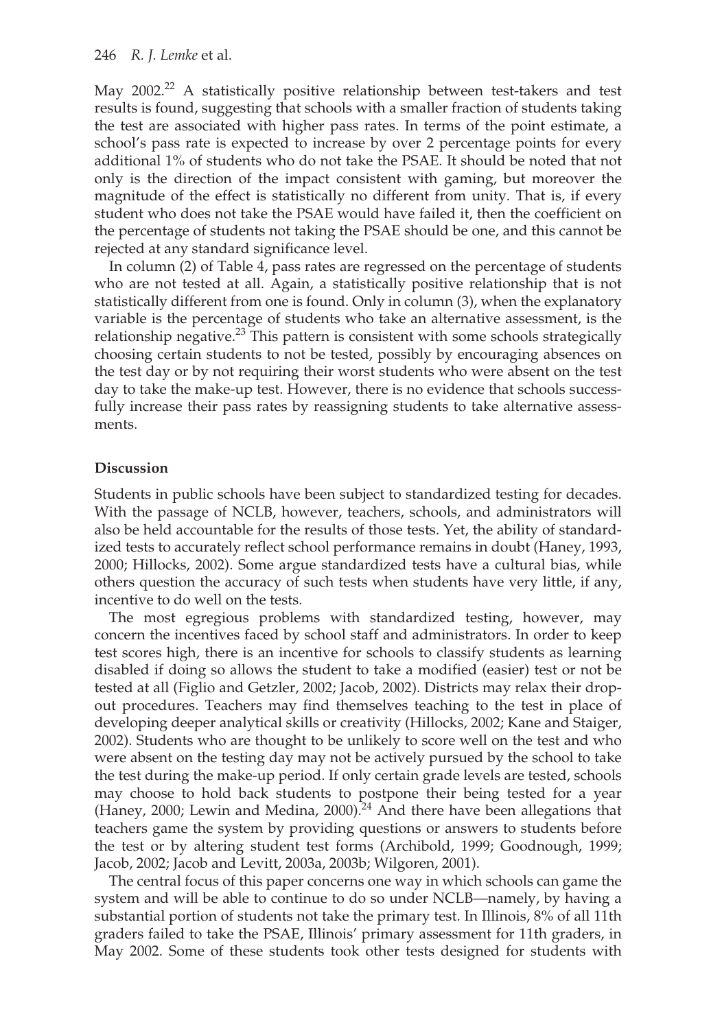May 2002.[22] A statistically positive relationship between test-takers and test results is found, suggesting that schools with a smaller fraction of students taking the test are associated with higher pass rates. In terms of the point estimate, a school's pass rate is expected to increase by over 2 percentage points for every additional 1% of students who do not take the PSAE. It should be noted that not only is the direction of the impact consistent with gaming, but moreover the magnitude of the effect is statistically no different from unity. That is, if every student who does not take the PSAE would have failed it, then the coefficient on the percentage of students not taking the PSAE should be one, and this cannot be rejected at any standard significance level.

In column (2) of Table 4, pass rates are regressed on the percentage of students who are not tested at all. Again, a statistically positive relationship that is not statistically different from one is found. Only in column (3), when the explanatory variable is the percentage of students who take an alternative assessment, is the relationship negative.[23] This pattern is consistent with some schools strategically choosing certain students to not be tested, possibly by encouraging absences on the test day or by not requiring their worst students who were absent on the test day to take the make-up test. However, there is no evidence that schools successfully increase their pass rates by reassigning students to take alternative assessments.

## Discussion

Students in public schools have been subject to standardized testing for decades. With the passage of NCLB, however, teachers, schools, and administrators will also be held accountable for the results of those tests. Yet, the ability of standardized tests to accurately reflect school performance remains in doubt (Haney, 1993, 2000; Hillocks, 2002). Some argue standardized tests have a cultural bias, while others question the accuracy of such tests when students have very little, if any, incentive to do well on the tests.

The most egregious problems with standardized testing, however, may concern the incentives faced by school staff and administrators. In order to keep test scores high, there is an incentive for schools to classify students as learning disabled if doing so allows the student to take a modified (easier) test or not be tested at all (Figlio and Getzler, 2002; Jacob, 2002). Districts may relax their drop-out procedures. Teachers may find themselves teaching to the test in place of developing deeper analytical skills or creativity (Hillocks, 2002; Kane and Staiger, 2002). Students who are thought to be unlikely to score well on the test and who were absent on the testing day may not be actively pursued by the school to take the test during the make-up period. If only certain grade levels are tested, schools may choose to hold back students to postpone their being tested for a year (Haney, 2000; Lewin and Medina, 2000).[24] And there have been allegations that teachers game the system by providing questions or answers to students before the test or by altering student test forms (Archibold, 1999; Goodnough, 1999; Jacob, 2002; Jacob and Levitt, 2003a, 2003b; Wilgoren, 2001).

The central focus of this paper concerns one way in which schools can game the system and will be able to continue to do so under NCLB—namely, by having a substantial portion of students not take the primary test. In Illinois, 8% of all 11th graders failed to take the PSAE, Illinois' primary assessment for 11th graders, in May 2002. Some of these students took other tests designed for students with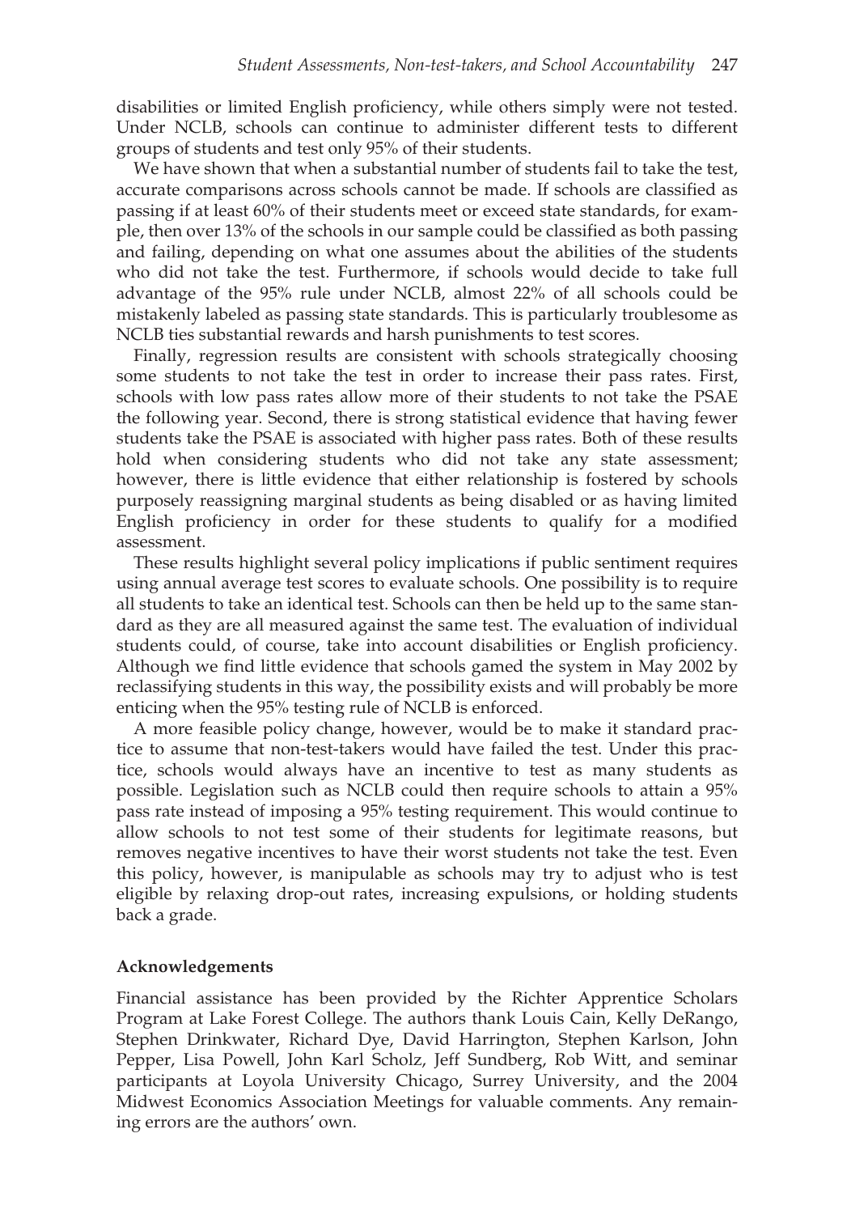disabilities or limited English proficiency, while others simply were not tested. Under NCLB, schools can continue to administer different tests to different groups of students and test only 95% of their students.

We have shown that when a substantial number of students fail to take the test, accurate comparisons across schools cannot be made. If schools are classified as passing if at least 60% of their students meet or exceed state standards, for example, then over 13% of the schools in our sample could be classified as both passing and failing, depending on what one assumes about the abilities of the students who did not take the test. Furthermore, if schools would decide to take full advantage of the 95% rule under NCLB, almost 22% of all schools could be mistakenly labeled as passing state standards. This is particularly troublesome as NCLB ties substantial rewards and harsh punishments to test scores.

Finally, regression results are consistent with schools strategically choosing some students to not take the test in order to increase their pass rates. First, schools with low pass rates allow more of their students to not take the PSAE the following year. Second, there is strong statistical evidence that having fewer students take the PSAE is associated with higher pass rates. Both of these results hold when considering students who did not take any state assessment; however, there is little evidence that either relationship is fostered by schools purposely reassigning marginal students as being disabled or as having limited English proficiency in order for these students to qualify for a modified assessment.

These results highlight several policy implications if public sentiment requires using annual average test scores to evaluate schools. One possibility is to require all students to take an identical test. Schools can then be held up to the same standard as they are all measured against the same test. The evaluation of individual students could, of course, take into account disabilities or English proficiency. Although we find little evidence that schools gamed the system in May 2002 by reclassifying students in this way, the possibility exists and will probably be more enticing when the 95% testing rule of NCLB is enforced.

A more feasible policy change, however, would be to make it standard practice to assume that non-test-takers would have failed the test. Under this practice, schools would always have an incentive to test as many students as possible. Legislation such as NCLB could then require schools to attain a 95% pass rate instead of imposing a 95% testing requirement. This would continue to allow schools to not test some of their students for legitimate reasons, but removes negative incentives to have their worst students not take the test. Even this policy, however, is manipulable as schools may try to adjust who is test eligible by relaxing drop-out rates, increasing expulsions, or holding students back a grade.

### Acknowledgements

Financial assistance has been provided by the Richter Apprentice Scholars Program at Lake Forest College. The authors thank Louis Cain, Kelly DeRango, Stephen Drinkwater, Richard Dye, David Harrington, Stephen Karlson, John Pepper, Lisa Powell, John Karl Scholz, Jeff Sundberg, Rob Witt, and seminar participants at Loyola University Chicago, Surrey University, and the 2004 Midwest Economics Association Meetings for valuable comments. Any remaining errors are the authors' own.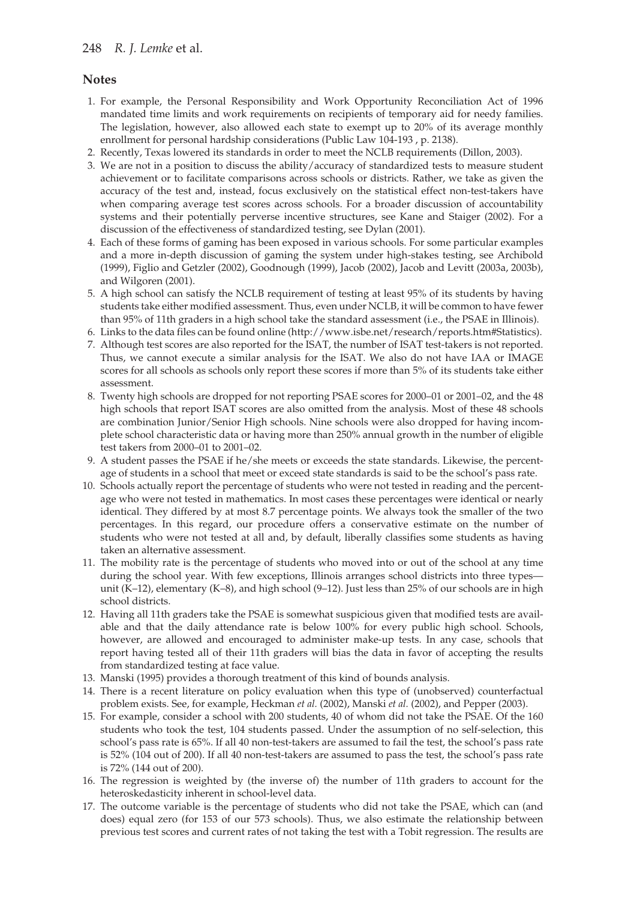## Notes

1. For example, the Personal Responsibility and Work Opportunity Reconciliation Act of 1996 mandated time limits and work requirements on recipients of temporary aid for needy families. The legislation, however, also allowed each state to exempt up to 20% of its average monthly enrollment for personal hardship considerations (Public Law 104-193 , p. 2138).
2. Recently, Texas lowered its standards in order to meet the NCLB requirements (Dillon, 2003).
3. We are not in a position to discuss the ability/accuracy of standardized tests to measure student achievement or to facilitate comparisons across schools or districts. Rather, we take as given the accuracy of the test and, instead, focus exclusively on the statistical effect non-test-takers have when comparing average test scores across schools. For a broader discussion of accountability systems and their potentially perverse incentive structures, see Kane and Staiger (2002). For a discussion of the effectiveness of standardized testing, see Dylan (2001).
4. Each of these forms of gaming has been exposed in various schools. For some particular examples and a more in-depth discussion of gaming the system under high-stakes testing, see Archibold (1999), Figlio and Getzler (2002), Goodnough (1999), Jacob (2002), Jacob and Levitt (2003a, 2003b), and Wilgoren (2001).
5. A high school can satisfy the NCLB requirement of testing at least 95% of its students by having students take either modified assessment. Thus, even under NCLB, it will be common to have fewer than 95% of 11th graders in a high school take the standard assessment (i.e., the PSAE in Illinois).
6. Links to the data files can be found online (http://www.isbe.net/research/reports.htm#Statistics).
7. Although test scores are also reported for the ISAT, the number of ISAT test-takers is not reported. Thus, we cannot execute a similar analysis for the ISAT. We also do not have IAA or IMAGE scores for all schools as schools only report these scores if more than 5% of its students take either assessment.
8. Twenty high schools are dropped for not reporting PSAE scores for 2000–01 or 2001–02, and the 48 high schools that report ISAT scores are also omitted from the analysis. Most of these 48 schools are combination Junior/Senior High schools. Nine schools were also dropped for having incomplete school characteristic data or having more than 250% annual growth in the number of eligible test takers from 2000–01 to 2001–02.
9. A student passes the PSAE if he/she meets or exceeds the state standards. Likewise, the percentage of students in a school that meet or exceed state standards is said to be the school's pass rate.
10. Schools actually report the percentage of students who were not tested in reading and the percentage who were not tested in mathematics. In most cases these percentages were identical or nearly identical. They differed by at most 8.7 percentage points. We always took the smaller of the two percentages. In this regard, our procedure offers a conservative estimate on the number of students who were not tested at all and, by default, liberally classifies some students as having taken an alternative assessment.
11. The mobility rate is the percentage of students who moved into or out of the school at any time during the school year. With few exceptions, Illinois arranges school districts into three types—unit (K–12), elementary (K–8), and high school (9–12). Just less than 25% of our schools are in high school districts.
12. Having all 11th graders take the PSAE is somewhat suspicious given that modified tests are available and that the daily attendance rate is below 100% for every public high school. Schools, however, are allowed and encouraged to administer make-up tests. In any case, schools that report having tested all of their 11th graders will bias the data in favor of accepting the results from standardized testing at face value.
13. Manski (1995) provides a thorough treatment of this kind of bounds analysis.
14. There is a recent literature on policy evaluation when this type of (unobserved) counterfactual problem exists. See, for example, Heckman *et al.* (2002), Manski *et al.* (2002), and Pepper (2003).
15. For example, consider a school with 200 students, 40 of whom did not take the PSAE. Of the 160 students who took the test, 104 students passed. Under the assumption of no self-selection, this school's pass rate is 65%. If all 40 non-test-takers are assumed to fail the test, the school's pass rate is 52% (104 out of 200). If all 40 non-test-takers are assumed to pass the test, the school's pass rate is 72% (144 out of 200).
16. The regression is weighted by (the inverse of) the number of 11th graders to account for the heteroskedasticity inherent in school-level data.
17. The outcome variable is the percentage of students who did not take the PSAE, which can (and does) equal zero (for 153 of our 573 schools). Thus, we also estimate the relationship between previous test scores and current rates of not taking the test with a Tobit regression. The results are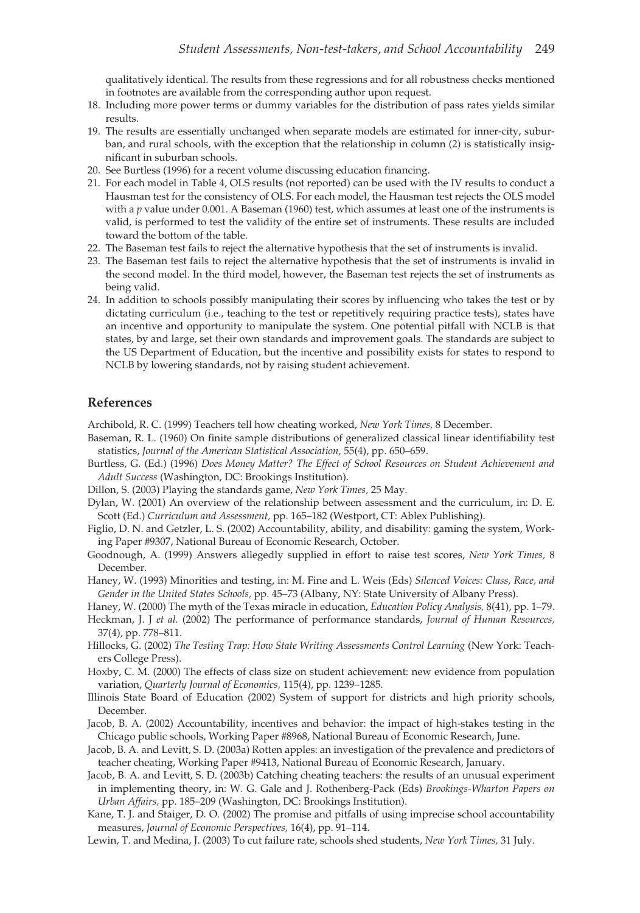qualitatively identical. The results from these regressions and for all robustness checks mentioned in footnotes are available from the corresponding author upon request.

18. Including more power terms or dummy variables for the distribution of pass rates yields similar results.
19. The results are essentially unchanged when separate models are estimated for inner-city, suburban, and rural schools, with the exception that the relationship in column (2) is statistically insignificant in suburban schools.
20. See Burtless (1996) for a recent volume discussing education financing.
21. For each model in Table 4, OLS results (not reported) can be used with the IV results to conduct a Hausman test for the consistency of OLS. For each model, the Hausman test rejects the OLS model with a $p$ value under 0.001. A Baseman (1960) test, which assumes at least one of the instruments is valid, is performed to test the validity of the entire set of instruments. These results are included toward the bottom of the table.
22. The Baseman test fails to reject the alternative hypothesis that the set of instruments is invalid.
23. The Baseman test fails to reject the alternative hypothesis that the set of instruments is invalid in the second model. In the third model, however, the Baseman test rejects the set of instruments as being valid.
24. In addition to schools possibly manipulating their scores by influencing who takes the test or by dictating curriculum (i.e., teaching to the test or repetitively requiring practice tests), states have an incentive and opportunity to manipulate the system. One potential pitfall with NCLB is that states, by and large, set their own standards and improvement goals. The standards are subject to the US Department of Education, but the incentive and possibility exists for states to respond to NCLB by lowering standards, not by raising student achievement.

## References

Archibold, R. C. (1999) Teachers tell how cheating worked, *New York Times,* 8 December.

Baseman, R. L. (1960) On finite sample distributions of generalized classical linear identifiability test statistics, *Journal of the American Statistical Association,* 55(4), pp. 650–659.

Burtless, G. (Ed.) (1996) *Does Money Matter? The Effect of School Resources on Student Achievement and Adult Success* (Washington, DC: Brookings Institution).

Dillon, S. (2003) Playing the standards game, *New York Times,* 25 May.

Dylan, W. (2001) An overview of the relationship between assessment and the curriculum, in: D. E. Scott (Ed.) *Curriculum and Assessment,* pp. 165–182 (Westport, CT: Ablex Publishing).

Figlio, D. N. and Getzler, L. S. (2002) Accountability, ability, and disability: gaming the system, Working Paper #9307, National Bureau of Economic Research, October.

Goodnough, A. (1999) Answers allegedly supplied in effort to raise test scores, *New York Times,* 8 December.

Haney, W. (1993) Minorities and testing, in: M. Fine and L. Weis (Eds) *Silenced Voices: Class, Race, and Gender in the United States Schools,* pp. 45–73 (Albany, NY: State University of Albany Press).

Haney, W. (2000) The myth of the Texas miracle in education, *Education Policy Analysis,* 8(41), pp. 1–79.

Heckman, J. J *et al.* (2002) The performance of performance standards, *Journal of Human Resources,* 37(4), pp. 778–811.

Hillocks, G. (2002) *The Testing Trap: How State Writing Assessments Control Learning* (New York: Teachers College Press).

Hoxby, C. M. (2000) The effects of class size on student achievement: new evidence from population variation, *Quarterly Journal of Economics,* 115(4), pp. 1239–1285.

Illinois State Board of Education (2002) System of support for districts and high priority schools, December.

Jacob, B. A. (2002) Accountability, incentives and behavior: the impact of high-stakes testing in the Chicago public schools, Working Paper #8968, National Bureau of Economic Research, June.

Jacob, B. A. and Levitt, S. D. (2003a) Rotten apples: an investigation of the prevalence and predictors of teacher cheating, Working Paper #9413, National Bureau of Economic Research, January.

Jacob, B. A. and Levitt, S. D. (2003b) Catching cheating teachers: the results of an unusual experiment in implementing theory, in: W. G. Gale and J. Rothenberg-Pack (Eds) *Brookings-Wharton Papers on Urban Affairs,* pp. 185–209 (Washington, DC: Brookings Institution).

Kane, T. J. and Staiger, D. O. (2002) The promise and pitfalls of using imprecise school accountability measures, *Journal of Economic Perspectives,* 16(4), pp. 91–114.

Lewin, T. and Medina, J. (2003) To cut failure rate, schools shed students, *New York Times,* 31 July.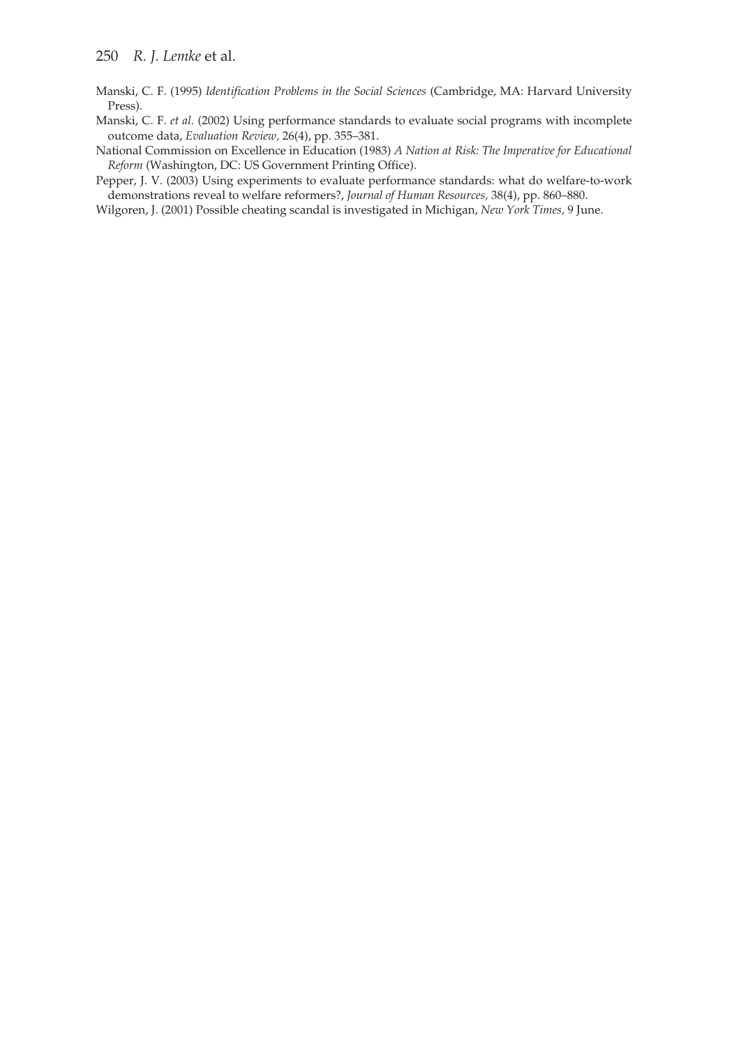Manski, C. F. (1995) *Identification Problems in the Social Sciences* (Cambridge, MA: Harvard University Press).

Manski, C. F. *et al.* (2002) Using performance standards to evaluate social programs with incomplete outcome data, *Evaluation Review*, 26(4), pp. 355–381.

National Commission on Excellence in Education (1983) *A Nation at Risk: The Imperative for Educational Reform* (Washington, DC: US Government Printing Office).

Pepper, J. V. (2003) Using experiments to evaluate performance standards: what do welfare-to-work demonstrations reveal to welfare reformers?, *Journal of Human Resources*, 38(4), pp. 860–880.

Wilgoren, J. (2001) Possible cheating scandal is investigated in Michigan, *New York Times*, 9 June.